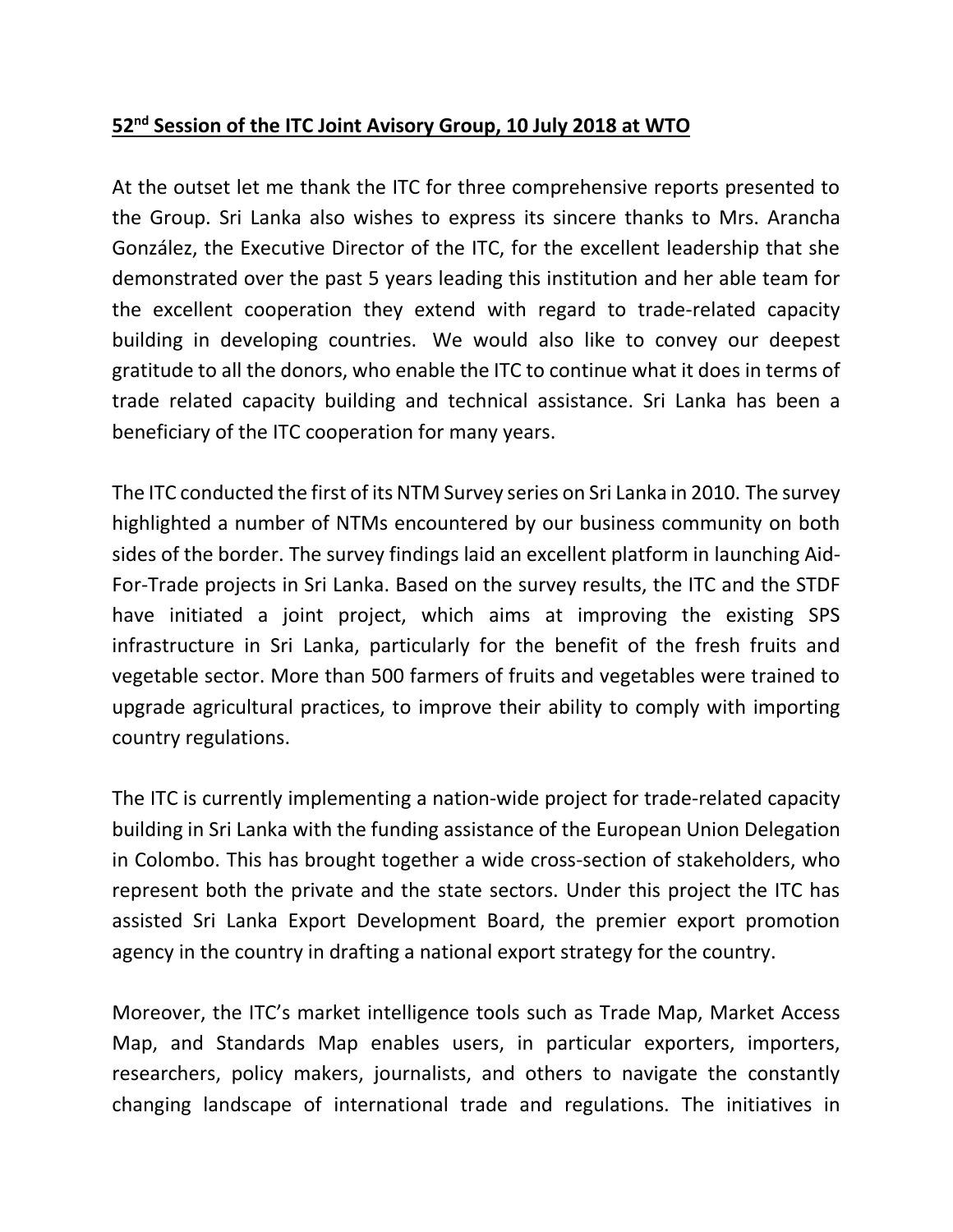**52nd Session of the ITC Joint Avisory Group, 10 July 2018 at WTO**

At the outset let me thank the ITC for three comprehensive reports presented to the Group. Sri Lanka also wishes to express its sincere thanks to Mrs. Arancha González, the Executive Director of the ITC, for the excellent leadership that she demonstrated over the past 5 years leading this institution and her able team for the excellent cooperation they extend with regard to trade-related capacity building in developing countries. We would also like to convey our deepest gratitude to all the donors, who enable the ITC to continue what it does in terms of trade related capacity building and technical assistance. Sri Lanka has been a beneficiary of the ITC cooperation for many years.

The ITC conducted the first of its NTM Survey series on Sri Lanka in 2010. The survey highlighted a number of NTMs encountered by our business community on both sides of the border. The survey findings laid an excellent platform in launching Aid-For-Trade projects in Sri Lanka. Based on the survey results, the ITC and the STDF have initiated a joint project, which aims at improving the existing SPS infrastructure in Sri Lanka, particularly for the benefit of the fresh fruits and vegetable sector. More than 500 farmers of fruits and vegetables were trained to upgrade agricultural practices, to improve their ability to comply with importing country regulations.

The ITC is currently implementing a nation-wide project for trade-related capacity building in Sri Lanka with the funding assistance of the European Union Delegation in Colombo. This has brought together a wide cross-section of stakeholders, who represent both the private and the state sectors. Under this project the ITC has assisted Sri Lanka Export Development Board, the premier export promotion agency in the country in drafting a national export strategy for the country.

Moreover, the ITC's market intelligence tools such as Trade Map, Market Access Map, and Standards Map enables users, in particular exporters, importers, researchers, policy makers, journalists, and others to navigate the constantly changing landscape of international trade and regulations. The initiatives in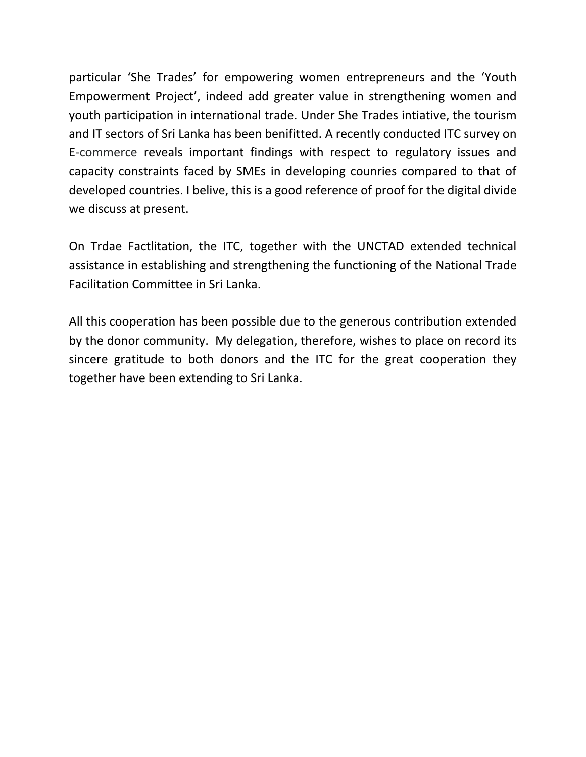particular 'She Trades' for empowering women entrepreneurs and the 'Youth Empowerment Project', indeed add greater value in strengthening women and youth participation in international trade. Under She Trades intiative, the tourism and IT sectors of Sri Lanka has been benifitted. A recently conducted ITC survey on E-commerce reveals important findings with respect to regulatory issues and capacity constraints faced by SMEs in developing counries compared to that of developed countries. I belive, this is a good reference of proof for the digital divide we discuss at present.

On Trdae Factlitation, the ITC, together with the UNCTAD extended technical assistance in establishing and strengthening the functioning of the National Trade Facilitation Committee in Sri Lanka.

All this cooperation has been possible due to the generous contribution extended by the donor community. My delegation, therefore, wishes to place on record its sincere gratitude to both donors and the ITC for the great cooperation they together have been extending to Sri Lanka.